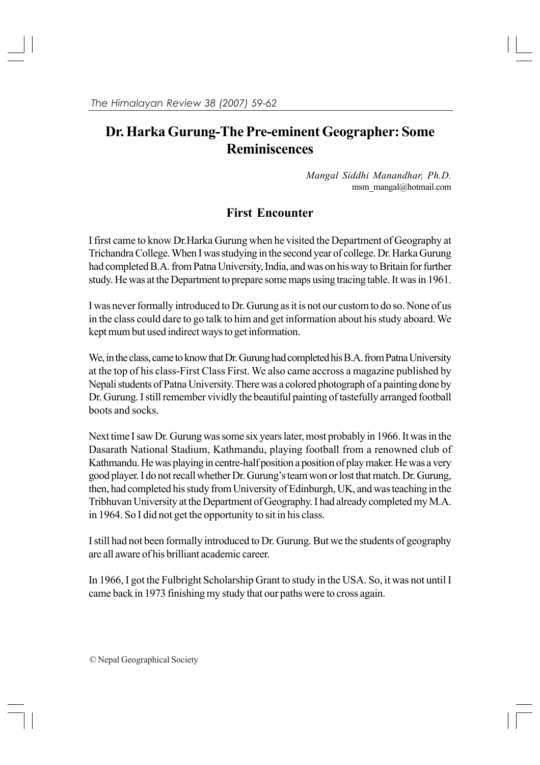# Dr. Harka Gurung-The Pre-eminent Geographer: Some Reminiscences

*Mangal Siddhi Manandhar, Ph.D.*
msm_mangal@hotmail.com

## First Encounter

I first came to know Dr.Harka Gurung when he visited the Department of Geography at Trichandra College. When I was studying in the second year of college. Dr. Harka Gurung had completed B.A. from Patna University, India, and was on his way to Britain for further study. He was at the Department to prepare some maps using tracing table. It was in 1961.

I was never formally introduced to Dr. Gurung as it is not our custom to do so. None of us in the class could dare to go talk to him and get information about his study aboard. We kept mum but used indirect ways to get information.

We, in the class, came to know that Dr. Gurung had completed his B.A. from Patna University at the top of his class-First Class First. We also came accross a magazine published by Nepali students of Patna University. There was a colored photograph of a painting done by Dr. Gurung. I still remember vividly the beautiful painting of tastefully arranged football boots and socks.

Next time I saw Dr. Gurung was some six years later, most probably in 1966. It was in the Dasarath National Stadium, Kathmandu, playing football from a renowned club of Kathmandu. He was playing in centre-half position a position of play maker. He was a very good player. I do not recall whether Dr. Gurung's team won or lost that match. Dr. Gurung, then, had completed his study from University of Edinburgh, UK, and was teaching in the Tribhuvan University at the Department of Geography. I had already completed my M.A. in 1964. So I did not get the opportunity to sit in his class.

I still had not been formally introduced to Dr. Gurung. But we the students of geography are all aware of his brilliant academic career.

In 1966, I got the Fulbright Scholarship Grant to study in the USA. So, it was not until I came back in 1973 finishing my study that our paths were to cross again.

© Nepal Geographical Society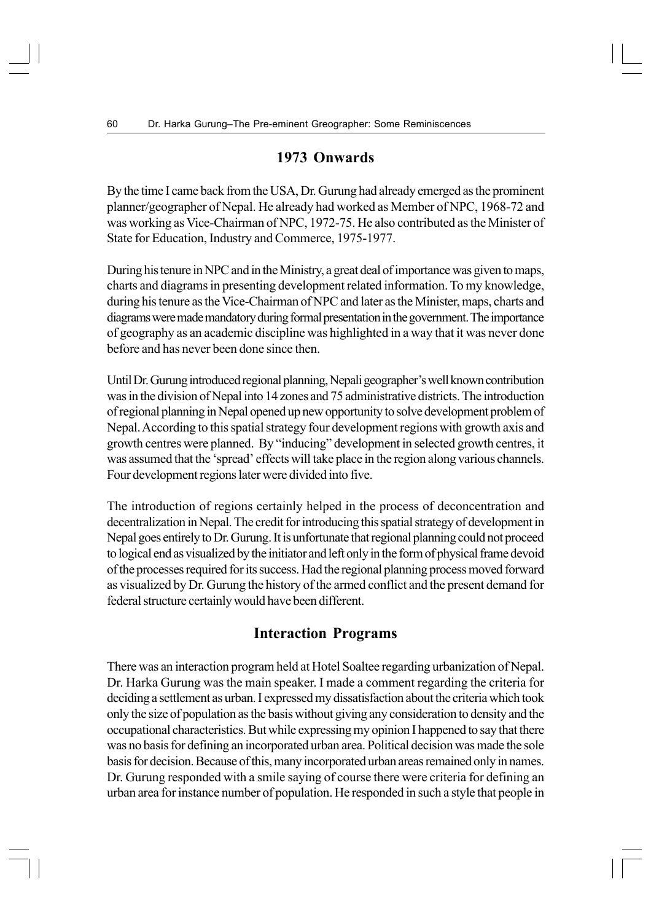## 1973 Onwards

By the time I came back from the USA, Dr. Gurung had already emerged as the prominent planner/geographer of Nepal. He already had worked as Member of NPC, 1968-72 and was working as Vice-Chairman of NPC, 1972-75. He also contributed as the Minister of State for Education, Industry and Commerce, 1975-1977.

During his tenure in NPC and in the Ministry, a great deal of importance was given to maps, charts and diagrams in presenting development related information. To my knowledge, during his tenure as the Vice-Chairman of NPC and later as the Minister, maps, charts and diagrams were made mandatory during formal presentation in the government. The importance of geography as an academic discipline was highlighted in a way that it was never done before and has never been done since then.

Until Dr. Gurung introduced regional planning, Nepali geographer's well known contribution was in the division of Nepal into 14 zones and 75 administrative districts. The introduction of regional planning in Nepal opened up new opportunity to solve development problem of Nepal. According to this spatial strategy four development regions with growth axis and growth centres were planned. By "inducing" development in selected growth centres, it was assumed that the 'spread' effects will take place in the region along various channels. Four development regions later were divided into five.

The introduction of regions certainly helped in the process of deconcentration and decentralization in Nepal. The credit for introducing this spatial strategy of development in Nepal goes entirely to Dr. Gurung. It is unfortunate that regional planning could not proceed to logical end as visualized by the initiator and left only in the form of physical frame devoid of the processes required for its success. Had the regional planning process moved forward as visualized by Dr. Gurung the history of the armed conflict and the present demand for federal structure certainly would have been different.

## Interaction Programs

There was an interaction program held at Hotel Soaltee regarding urbanization of Nepal. Dr. Harka Gurung was the main speaker. I made a comment regarding the criteria for deciding a settlement as urban. I expressed my dissatisfaction about the criteria which took only the size of population as the basis without giving any consideration to density and the occupational characteristics. But while expressing my opinion I happened to say that there was no basis for defining an incorporated urban area. Political decision was made the sole basis for decision. Because of this, many incorporated urban areas remained only in names. Dr. Gurung responded with a smile saying of course there were criteria for defining an urban area for instance number of population. He responded in such a style that people in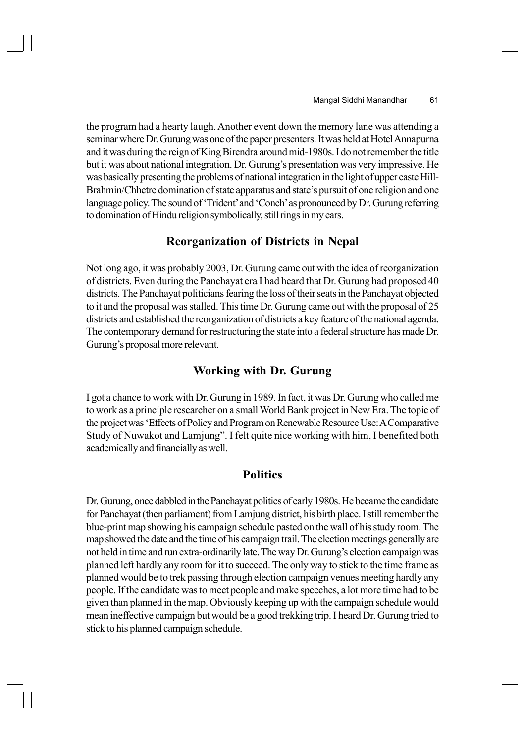the program had a hearty laugh. Another event down the memory lane was attending a seminar where Dr. Gurung was one of the paper presenters. It was held at Hotel Annapurna and it was during the reign of King Birendra around mid-1980s. I do not remember the title but it was about national integration. Dr. Gurung's presentation was very impressive. He was basically presenting the problems of national integration in the light of upper caste Hill-Brahmin/Chhetre domination of state apparatus and state's pursuit of one religion and one language policy. The sound of 'Trident' and 'Conch' as pronounced by Dr. Gurung referring to domination of Hindu religion symbolically, still rings in my ears.

## Reorganization of Districts in Nepal

Not long ago, it was probably 2003, Dr. Gurung came out with the idea of reorganization of districts. Even during the Panchayat era I had heard that Dr. Gurung had proposed 40 districts. The Panchayat politicians fearing the loss of their seats in the Panchayat objected to it and the proposal was stalled. This time Dr. Gurung came out with the proposal of 25 districts and established the reorganization of districts a key feature of the national agenda. The contemporary demand for restructuring the state into a federal structure has made Dr. Gurung's proposal more relevant.

## Working with Dr. Gurung

I got a chance to work with Dr. Gurung in 1989. In fact, it was Dr. Gurung who called me to work as a principle researcher on a small World Bank project in New Era. The topic of the project was 'Effects of Policy and Program on Renewable Resource Use: A Comparative Study of Nuwakot and Lamjung". I felt quite nice working with him, I benefited both academically and financially as well.

## Politics

Dr. Gurung, once dabbled in the Panchayat politics of early 1980s. He became the candidate for Panchayat (then parliament) from Lamjung district, his birth place. I still remember the blue-print map showing his campaign schedule pasted on the wall of his study room. The map showed the date and the time of his campaign trail. The election meetings generally are not held in time and run extra-ordinarily late. The way Dr. Gurung's election campaign was planned left hardly any room for it to succeed. The only way to stick to the time frame as planned would be to trek passing through election campaign venues meeting hardly any people. If the candidate was to meet people and make speeches, a lot more time had to be given than planned in the map. Obviously keeping up with the campaign schedule would mean ineffective campaign but would be a good trekking trip. I heard Dr. Gurung tried to stick to his planned campaign schedule.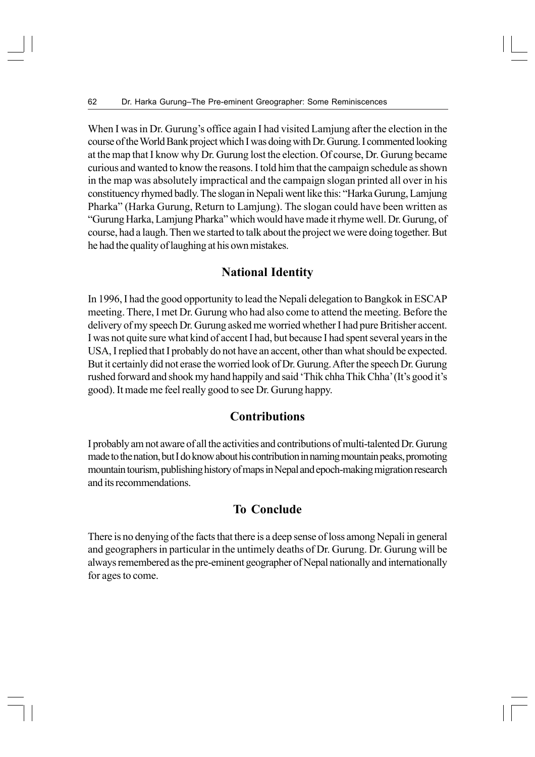When I was in Dr. Gurung's office again I had visited Lamjung after the election in the course of the World Bank project which I was doing with Dr. Gurung. I commented looking at the map that I know why Dr. Gurung lost the election. Of course, Dr. Gurung became curious and wanted to know the reasons. I told him that the campaign schedule as shown in the map was absolutely impractical and the campaign slogan printed all over in his constituency rhymed badly. The slogan in Nepali went like this: "Harka Gurung, Lamjung Pharka" (Harka Gurung, Return to Lamjung). The slogan could have been written as "Gurung Harka, Lamjung Pharka" which would have made it rhyme well. Dr. Gurung, of course, had a laugh. Then we started to talk about the project we were doing together. But he had the quality of laughing at his own mistakes.

## National Identity

In 1996, I had the good opportunity to lead the Nepali delegation to Bangkok in ESCAP meeting. There, I met Dr. Gurung who had also come to attend the meeting. Before the delivery of my speech Dr. Gurung asked me worried whether I had pure Britisher accent. I was not quite sure what kind of accent I had, but because I had spent several years in the USA, I replied that I probably do not have an accent, other than what should be expected. But it certainly did not erase the worried look of Dr. Gurung. After the speech Dr. Gurung rushed forward and shook my hand happily and said 'Thik chha Thik Chha' (It's good it's good). It made me feel really good to see Dr. Gurung happy.

## Contributions

I probably am not aware of all the activities and contributions of multi-talented Dr. Gurung made to the nation, but I do know about his contribution in naming mountain peaks, promoting mountain tourism, publishing history of maps in Nepal and epoch-making migration research and its recommendations.

## To Conclude

There is no denying of the facts that there is a deep sense of loss among Nepali in general and geographers in particular in the untimely deaths of Dr. Gurung. Dr. Gurung will be always remembered as the pre-eminent geographer of Nepal nationally and internationally for ages to come.